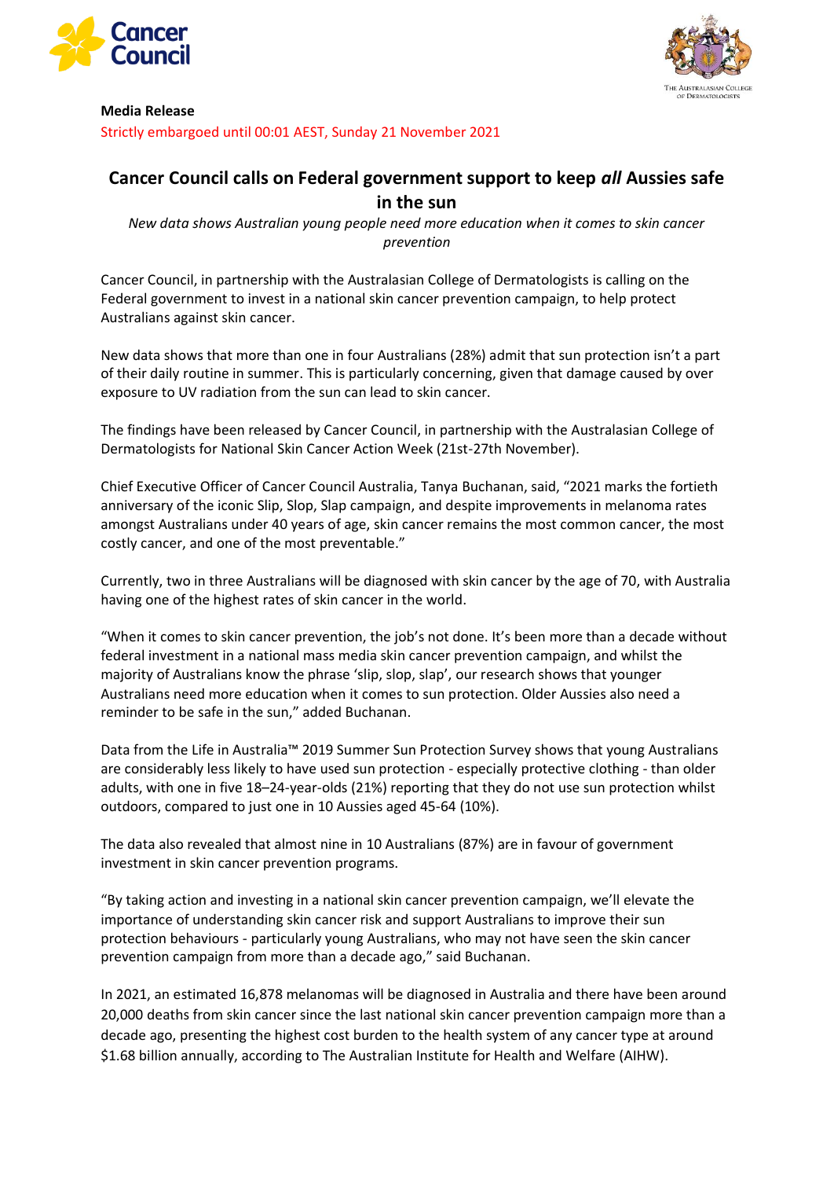**Media Release**

Strictly embargoed until 00:01 AEST, Sunday 21 November 2021

# Cancer Council calls on Federal government support to keep *all* Aussies safe in the sun

*New data shows Australian young people need more education when it comes to skin cancer prevention*

Cancer Council, in partnership with the Australasian College of Dermatologists is calling on the Federal government to invest in a national skin cancer prevention campaign, to help protect Australians against skin cancer.

New data shows that more than one in four Australians (28%) admit that sun protection isn't a part of their daily routine in summer. This is particularly concerning, given that damage caused by over exposure to UV radiation from the sun can lead to skin cancer.

The findings have been released by Cancer Council, in partnership with the Australasian College of Dermatologists for National Skin Cancer Action Week (21st-27th November).

Chief Executive Officer of Cancer Council Australia, Tanya Buchanan, said, "2021 marks the fortieth anniversary of the iconic Slip, Slop, Slap campaign, and despite improvements in melanoma rates amongst Australians under 40 years of age, skin cancer remains the most common cancer, the most costly cancer, and one of the most preventable."

Currently, two in three Australians will be diagnosed with skin cancer by the age of 70, with Australia having one of the highest rates of skin cancer in the world.

"When it comes to skin cancer prevention, the job's not done. It's been more than a decade without federal investment in a national mass media skin cancer prevention campaign, and whilst the majority of Australians know the phrase 'slip, slop, slap', our research shows that younger Australians need more education when it comes to sun protection. Older Aussies also need a reminder to be safe in the sun," added Buchanan.

Data from the Life in Australia™ 2019 Summer Sun Protection Survey shows that young Australians are considerably less likely to have used sun protection - especially protective clothing - than older adults, with one in five 18–24-year-olds (21%) reporting that they do not use sun protection whilst outdoors, compared to just one in 10 Aussies aged 45-64 (10%).

The data also revealed that almost nine in 10 Australians (87%) are in favour of government investment in skin cancer prevention programs.

"By taking action and investing in a national skin cancer prevention campaign, we'll elevate the importance of understanding skin cancer risk and support Australians to improve their sun protection behaviours - particularly young Australians, who may not have seen the skin cancer prevention campaign from more than a decade ago," said Buchanan.

In 2021, an estimated 16,878 melanomas will be diagnosed in Australia and there have been around 20,000 deaths from skin cancer since the last national skin cancer prevention campaign more than a decade ago, presenting the highest cost burden to the health system of any cancer type at around $1.68 billion annually, according to The Australian Institute for Health and Welfare (AIHW).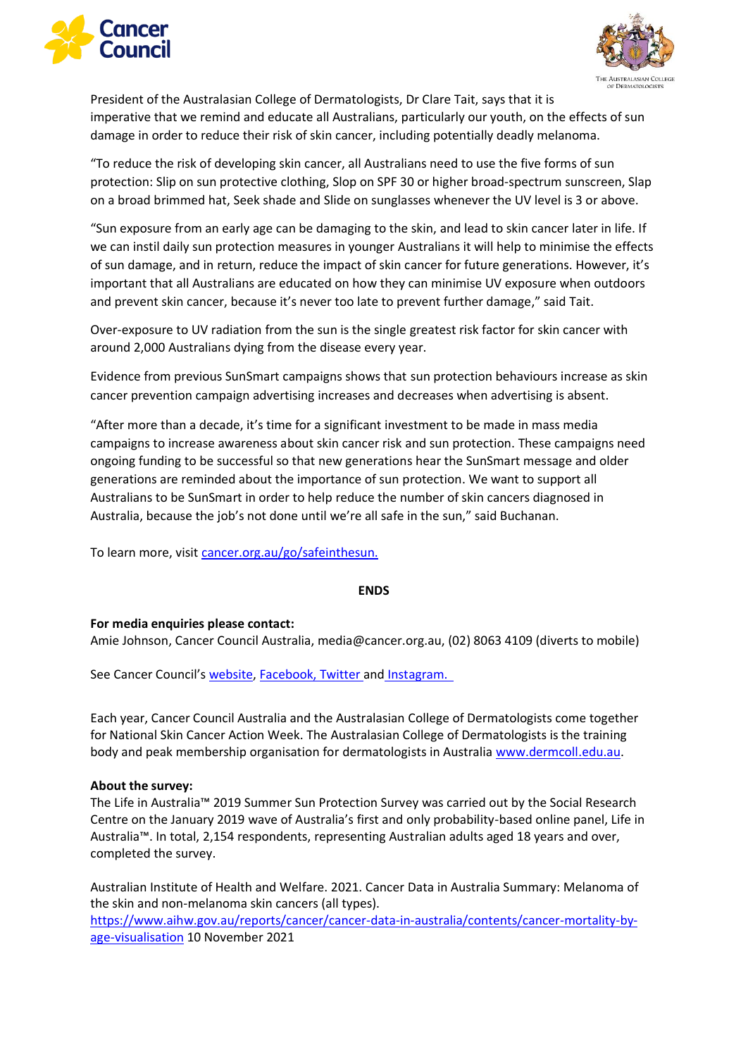President of the Australasian College of Dermatologists, Dr Clare Tait, says that it is imperative that we remind and educate all Australians, particularly our youth, on the effects of sun damage in order to reduce their risk of skin cancer, including potentially deadly melanoma.

"To reduce the risk of developing skin cancer, all Australians need to use the five forms of sun protection: Slip on sun protective clothing, Slop on SPF 30 or higher broad-spectrum sunscreen, Slap on a broad brimmed hat, Seek shade and Slide on sunglasses whenever the UV level is 3 or above.

"Sun exposure from an early age can be damaging to the skin, and lead to skin cancer later in life. If we can instil daily sun protection measures in younger Australians it will help to minimise the effects of sun damage, and in return, reduce the impact of skin cancer for future generations. However, it's important that all Australians are educated on how they can minimise UV exposure when outdoors and prevent skin cancer, because it's never too late to prevent further damage," said Tait.

Over-exposure to UV radiation from the sun is the single greatest risk factor for skin cancer with around 2,000 Australians dying from the disease every year.

Evidence from previous SunSmart campaigns shows that sun protection behaviours increase as skin cancer prevention campaign advertising increases and decreases when advertising is absent.

"After more than a decade, it's time for a significant investment to be made in mass media campaigns to increase awareness about skin cancer risk and sun protection. These campaigns need ongoing funding to be successful so that new generations hear the SunSmart message and older generations are reminded about the importance of sun protection. We want to support all Australians to be SunSmart in order to help reduce the number of skin cancers diagnosed in Australia, because the job's not done until we're all safe in the sun," said Buchanan.

To learn more, visit [cancer.org.au/go/safeinthesun.](cancer.org.au/go/safeinthesun)

**ENDS**

**For media enquiries please contact:**
Amie Johnson, Cancer Council Australia, media@cancer.org.au, (02) 8063 4109 (diverts to mobile)

See Cancer Council's website, Facebook, Twitter and Instagram.

Each year, Cancer Council Australia and the Australasian College of Dermatologists come together for National Skin Cancer Action Week. The Australasian College of Dermatologists is the training body and peak membership organisation for dermatologists in Australia [www.dermcoll.edu.au](www.dermcoll.edu.au).

**About the survey:**
The Life in Australia™ 2019 Summer Sun Protection Survey was carried out by the Social Research Centre on the January 2019 wave of Australia's first and only probability-based online panel, Life in Australia™. In total, 2,154 respondents, representing Australian adults aged 18 years and over, completed the survey.

Australian Institute of Health and Welfare. 2021. Cancer Data in Australia Summary: Melanoma of the skin and non-melanoma skin cancers (all types).
https://www.aihw.gov.au/reports/cancer/cancer-data-in-australia/contents/cancer-mortality-by-age-visualisation 10 November 2021